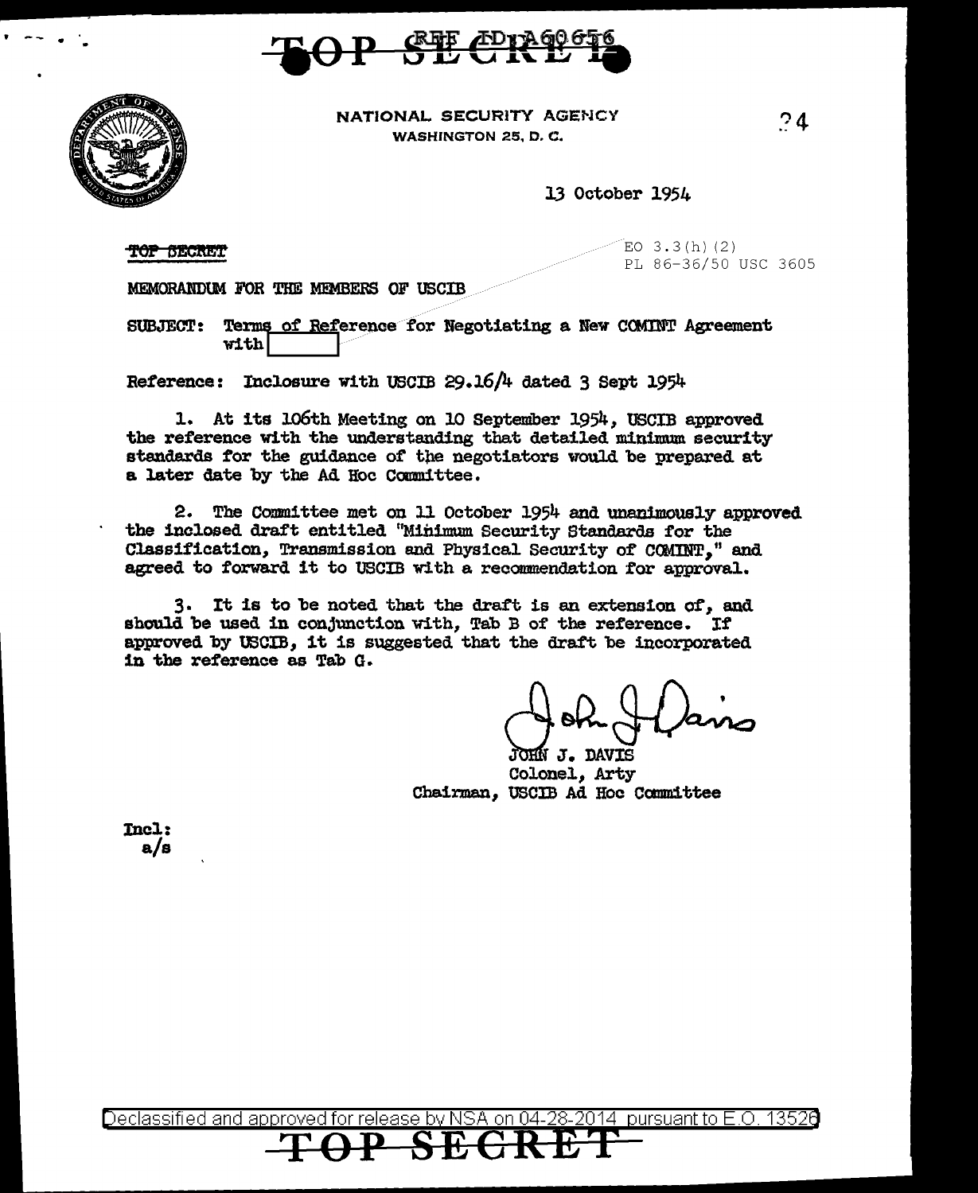TOP SECRET REF ID:A60656

NATIONAL SECURITY AGENCY
WASHINGTON 25, D. C.

24

13 October 1954

TOP SECRET

EO 3.3(h)(2)
PL 86-36/50 USC 3605

MEMORANDUM FOR THE MEMBERS OF USCIB

SUBJECT: Terms of Reference for Negotiating a New COMINT Agreement with [redacted]

Reference: Inclosure with USCIB 29.16/4 dated 3 Sept 1954

1. At its 106th Meeting on 10 September 1954, USCIB approved the reference with the understanding that detailed minimum security standards for the guidance of the negotiators would be prepared at a later date by the Ad Hoc Committee.

2. The Committee met on 11 October 1954 and unanimously approved the inclosed draft entitled "Minimum Security Standards for the Classification, Transmission and Physical Security of COMINT," and agreed to forward it to USCIB with a recommendation for approval.

3. It is to be noted that the draft is an extension of, and should be used in conjunction with, Tab B of the reference. If approved by USCIB, it is suggested that the draft be incorporated in the reference as Tab G.

JOHN J. DAVIS
Colonel, Arty
Chairman, USCIB Ad Hoc Committee

Incl:
a/s

Declassified and approved for release by NSA on 04-28-2014 pursuant to E.O. 13526

TOP SECRET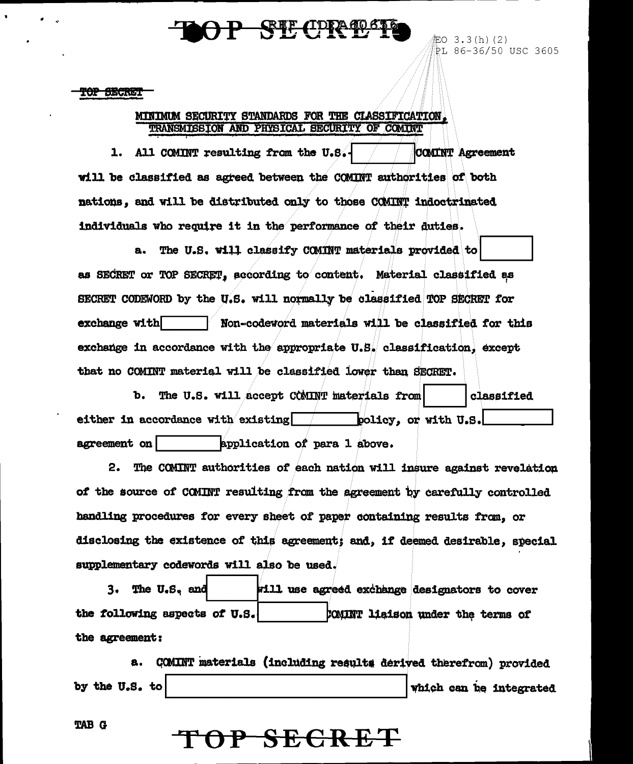TOP SECRET

## MINIMUM SECURITY STANDARDS FOR THE CLASSIFICATION, TRANSMISSION AND PHYSICAL SECURITY OF COMINT

1. All COMINT resulting from the U.S.- [ ] COMINT Agreement will be classified as agreed between the COMINT authorities of both nations, and will be distributed only to those COMINT indoctrinated individuals who require it in the performance of their duties.

   a. The U.S. will classify COMINT materials provided to [ ] as SECRET or TOP SECRET, according to content. Material classified as SECRET CODEWORD by the U.S. will normally be classified TOP SECRET for exchange with [ ] Non-codeword materials will be classified for this exchange in accordance with the appropriate U.S. classification, except that no COMINT material will be classified lower than SECRET.

   b. The U.S. will accept COMINT materials from [ ] classified either in accordance with existing [ ] policy, or with U.S. [ ] agreement on [ ] application of para 1 above.

2. The COMINT authorities of each nation will insure against revelation of the source of COMINT resulting from the agreement by carefully controlled handling procedures for every sheet of paper containing results from, or disclosing the existence of this agreement; and, if deemed desirable, special supplementary codewords will also be used.

3. The U.S. and [ ] will use agreed exchange designators to cover the following aspects of U.S. [ ] COMINT liaison under the terms of the agreement:

   a. COMINT materials (including results derived therefrom) provided by the U.S. to [ ] which can be integrated

TAB G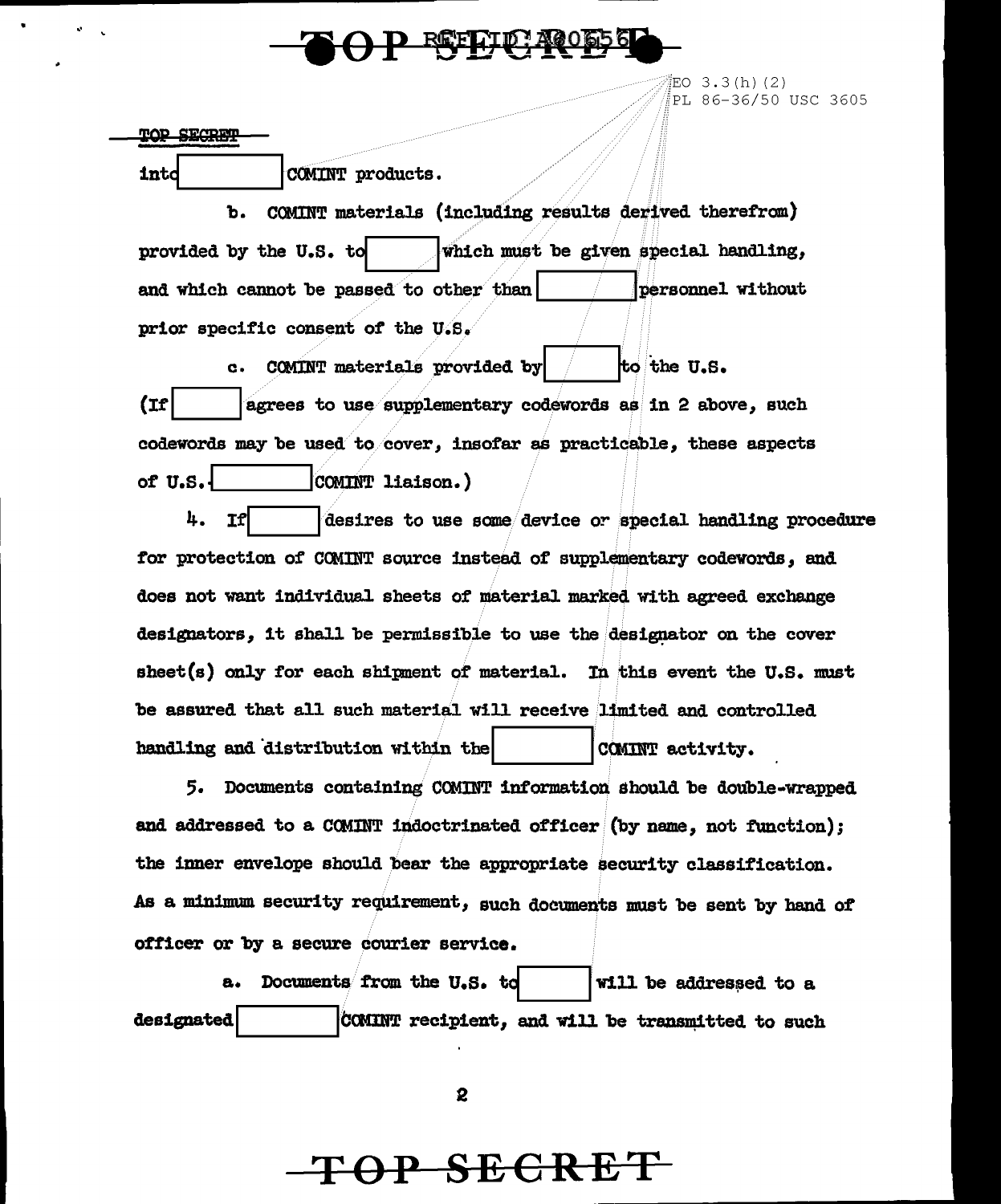EO 3.3(h)(2)
PL 86-36/50 USC 3605

TOP SECRET

into [ ] COMINT products.

b. COMINT materials (including results derived therefrom) provided by the U.S. to [ ] which must be given special handling, and which cannot be passed to other than [ ] personnel without prior specific consent of the U.S.

c. COMINT materials provided by [ ] to the U.S. (If [ ] agrees to use supplementary codewords as in 2 above, such codewords may be used to cover, insofar as practicable, these aspects of U.S.-[ ] COMINT liaison.)

4. If [ ] desires to use some device or special handling procedure for protection of COMINT source instead of supplementary codewords, and does not want individual sheets of material marked with agreed exchange designators, it shall be permissible to use the designator on the cover sheet(s) only for each shipment of material. In this event the U.S. must be assured that all such material will receive limited and controlled handling and distribution within the [ ] COMINT activity.

5. Documents containing COMINT information should be double-wrapped and addressed to a COMINT indoctrinated officer (by name, not function); the inner envelope should bear the appropriate security classification. As a minimum security requirement, such documents must be sent by hand of officer or by a secure courier service.

a. Documents from the U.S. to [ ] will be addressed to a designated [ ] COMINT recipient, and will be transmitted to such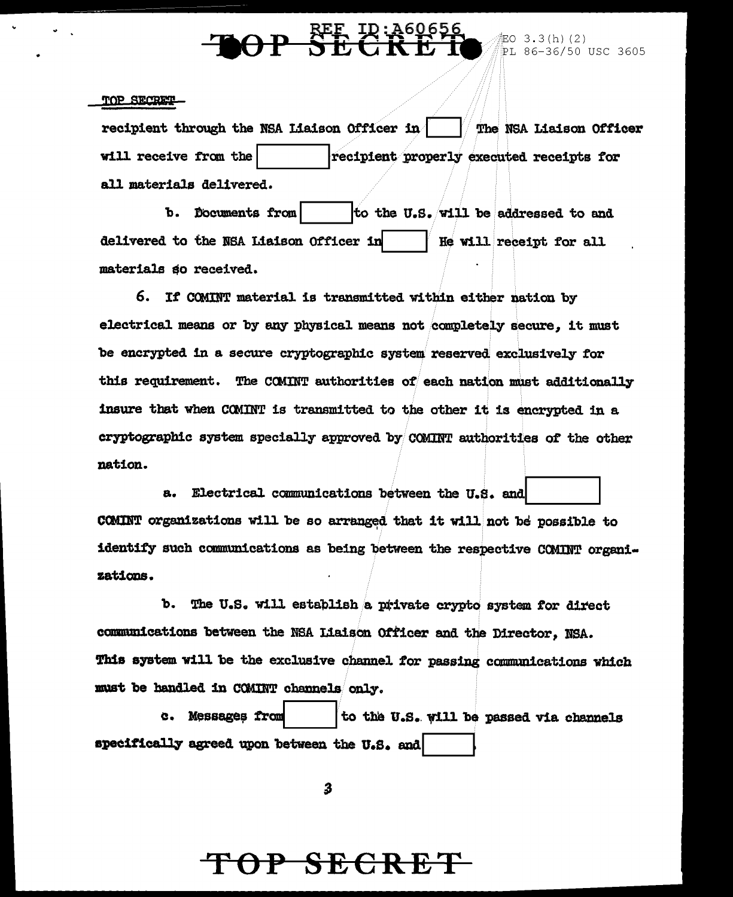recipient through the NSA Liaison Officer in [ ] The NSA Liaison Officer will receive from the [ ] recipient properly executed receipts for all materials delivered.

b. Documents from [ ] to the U.S. will be addressed to and delivered to the NSA Liaison Officer in [ ] He will receipt for all materials so received.

6. If COMINT material is transmitted within either nation by electrical means or by any physical means not completely secure, it must be encrypted in a secure cryptographic system reserved exclusively for this requirement. The COMINT authorities of each nation must additionally insure that when COMINT is transmitted to the other it is encrypted in a cryptographic system specially approved by COMINT authorities of the other nation.

a. Electrical communications between the U.S. and [ ] COMINT organizations will be so arranged that it will not be possible to identify such communications as being between the respective COMINT organizations.

b. The U.S. will establish a private crypto system for direct communications between the NSA Liaison Officer and the Director, NSA. This system will be the exclusive channel for passing communications which must be handled in COMINT channels only.

c. Messages from [ ] to the U.S. will be passed via channels specifically agreed upon between the U.S. and [ ].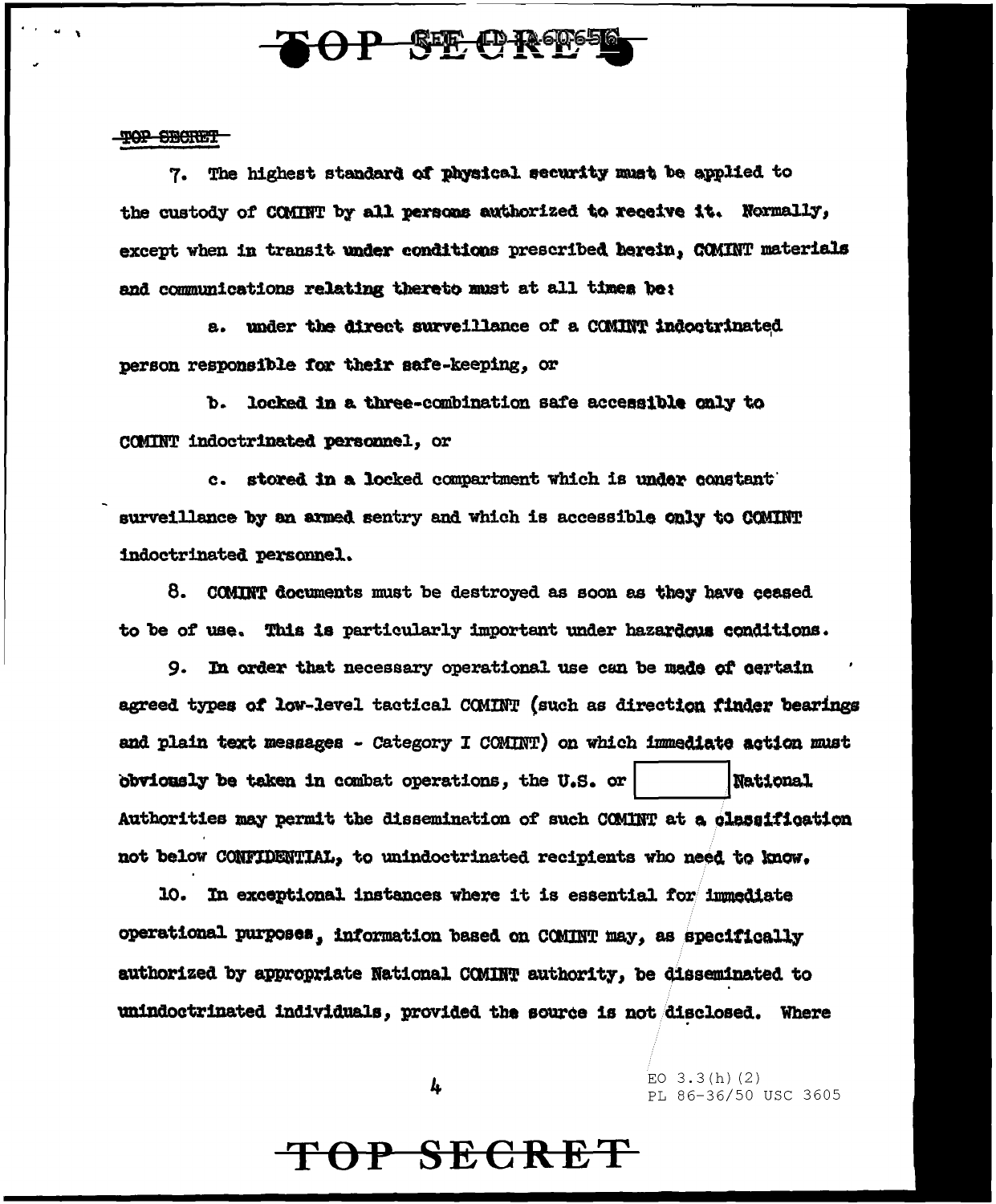TOP SECRET

7. The highest standard of physical security must be applied to the custody of COMINT by all persons authorized to receive it. Normally, except when in transit under conditions prescribed herein, COMINT materials and communications relating thereto must at all times be:

a. under the direct surveillance of a COMINT indoctrinated person responsible for their safe-keeping, or

b. locked in a three-combination safe accessible only to COMINT indoctrinated personnel, or

c. stored in a locked compartment which is under constant surveillance by an armed sentry and which is accessible only to COMINT indoctrinated personnel.

8. COMINT documents must be destroyed as soon as they have ceased to be of use. This is particularly important under hazardous conditions.

9. In order that necessary operational use can be made of certain agreed types of low-level tactical COMINT (such as direction finder bearings and plain text messages - Category I COMINT) on which immediate action must obviously be taken in combat operations, the U.S. or [          ] National Authorities may permit the dissemination of such COMINT at a classification not below CONFIDENTIAL, to unindoctrinated recipients who need to know.

10. In exceptional instances where it is essential for immediate operational purposes, information based on COMINT may, as specifically authorized by appropriate National COMINT authority, be disseminated to unindoctrinated individuals, provided the source is not disclosed. Where

EO 3.3(h)(2)
PL 86-36/50 USC 3605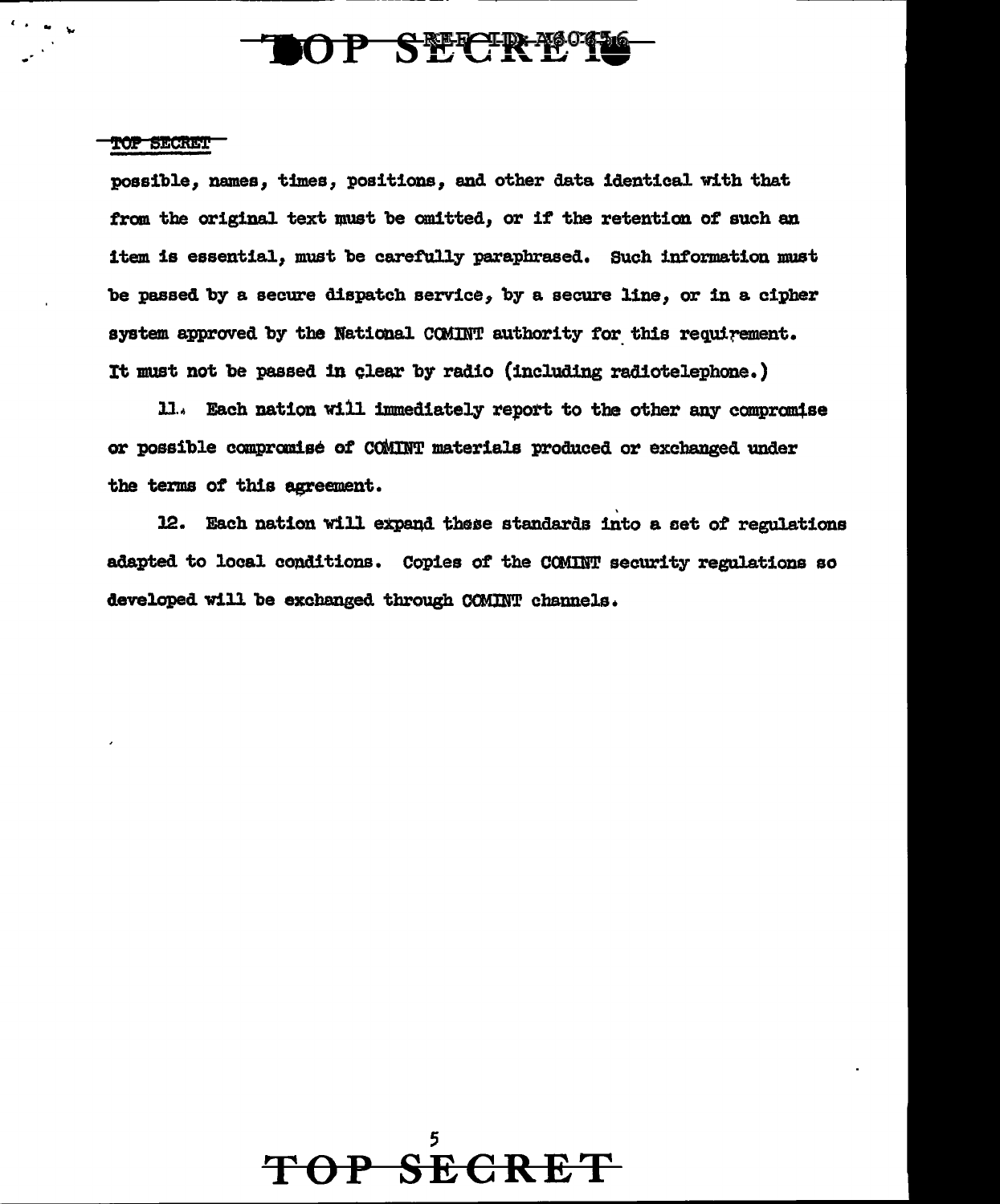possible, names, times, positions, and other data identical with that from the original text must be omitted, or if the retention of such an item is essential, must be carefully paraphrased. Such information must be passed by a secure dispatch service, by a secure line, or in a cipher system approved by the National COMINT authority for this requirement. It must not be passed in clear by radio (including radiotelephone.)

11. Each nation will immediately report to the other any compromise or possible compromise of COMINT materials produced or exchanged under the terms of this agreement.

12. Each nation will expand these standards into a set of regulations adapted to local conditions. Copies of the COMINT security regulations so developed will be exchanged through COMINT channels.